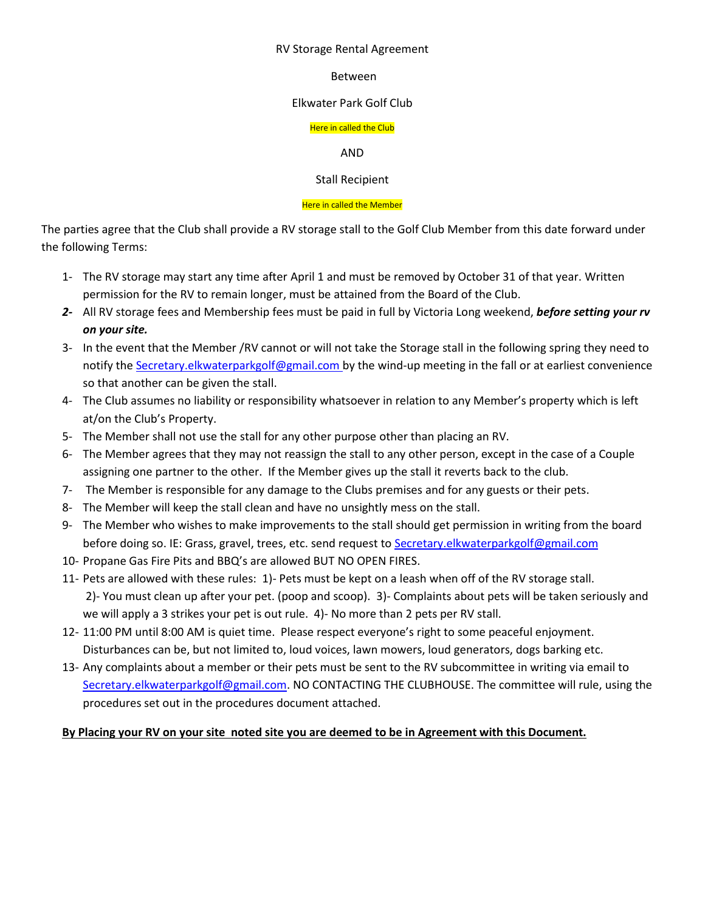RV Storage Rental Agreement

Between

Elkwater Park Golf Club

Here in called the Club

AND

Stall Recipient

Here in called the Member

The parties agree that the Club shall provide a RV storage stall to the Golf Club Member from this date forward under the following Terms:

1- The RV storage may start any time after April 1 and must be removed by October 31 of that year. Written permission for the RV to remain longer, must be attained from the Board of the Club.
2- All RV storage fees and Membership fees must be paid in full by Victoria Long weekend, ***before setting your rv on your site.***
3- In the event that the Member /RV cannot or will not take the Storage stall in the following spring they need to notify the Secretary.elkwaterparkgolf@gmail.com by the wind-up meeting in the fall or at earliest convenience so that another can be given the stall.
4- The Club assumes no liability or responsibility whatsoever in relation to any Member's property which is left at/on the Club's Property.
5- The Member shall not use the stall for any other purpose other than placing an RV.
6- The Member agrees that they may not reassign the stall to any other person, except in the case of a Couple assigning one partner to the other. If the Member gives up the stall it reverts back to the club.
7- The Member is responsible for any damage to the Clubs premises and for any guests or their pets.
8- The Member will keep the stall clean and have no unsightly mess on the stall.
9- The Member who wishes to make improvements to the stall should get permission in writing from the board before doing so. IE: Grass, gravel, trees, etc. send request to Secretary.elkwaterparkgolf@gmail.com
10- Propane Gas Fire Pits and BBQ's are allowed BUT NO OPEN FIRES.
11- Pets are allowed with these rules: 1)- Pets must be kept on a leash when off of the RV storage stall. 2)- You must clean up after your pet. (poop and scoop). 3)- Complaints about pets will be taken seriously and we will apply a 3 strikes your pet is out rule. 4)- No more than 2 pets per RV stall.
12- 11:00 PM until 8:00 AM is quiet time. Please respect everyone's right to some peaceful enjoyment. Disturbances can be, but not limited to, loud voices, lawn mowers, loud generators, dogs barking etc.
13- Any complaints about a member or their pets must be sent to the RV subcommittee in writing via email to Secretary.elkwaterparkgolf@gmail.com. NO CONTACTING THE CLUBHOUSE. The committee will rule, using the procedures set out in the procedures document attached.

**By Placing your RV on your site noted site you are deemed to be in Agreement with this Document.**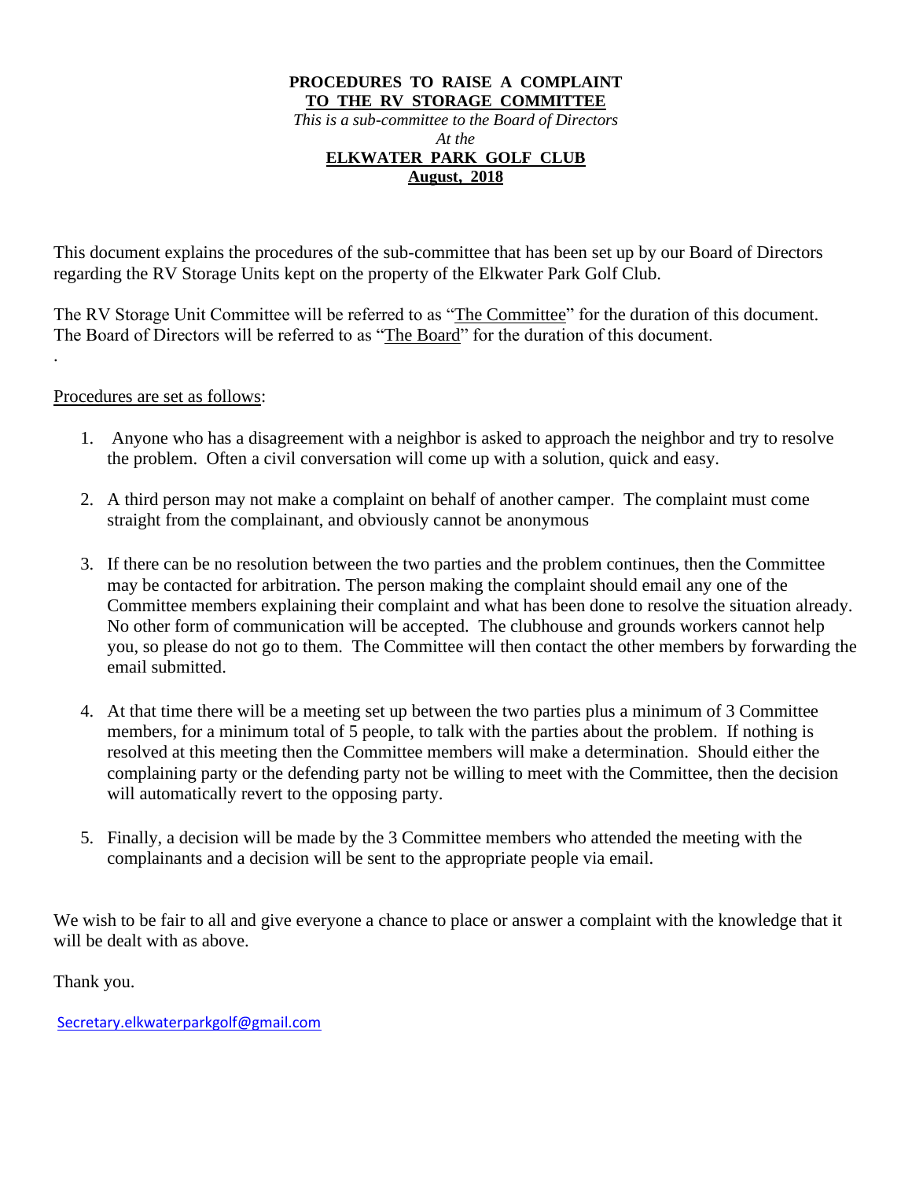**PROCEDURES TO RAISE A COMPLAINT**
**TO THE RV STORAGE COMMITTEE**
*This is a sub-committee to the Board of Directors*
*At the*
**ELKWATER PARK GOLF CLUB**
**August, 2018**

This document explains the procedures of the sub-committee that has been set up by our Board of Directors regarding the RV Storage Units kept on the property of the Elkwater Park Golf Club.

The RV Storage Unit Committee will be referred to as "The Committee" for the duration of this document. The Board of Directors will be referred to as "The Board" for the duration of this document.

.

Procedures are set as follows:

1. Anyone who has a disagreement with a neighbor is asked to approach the neighbor and try to resolve the problem. Often a civil conversation will come up with a solution, quick and easy.
2. A third person may not make a complaint on behalf of another camper. The complaint must come straight from the complainant, and obviously cannot be anonymous
3. If there can be no resolution between the two parties and the problem continues, then the Committee may be contacted for arbitration. The person making the complaint should email any one of the Committee members explaining their complaint and what has been done to resolve the situation already. No other form of communication will be accepted. The clubhouse and grounds workers cannot help you, so please do not go to them. The Committee will then contact the other members by forwarding the email submitted.
4. At that time there will be a meeting set up between the two parties plus a minimum of 3 Committee members, for a minimum total of 5 people, to talk with the parties about the problem. If nothing is resolved at this meeting then the Committee members will make a determination. Should either the complaining party or the defending party not be willing to meet with the Committee, then the decision will automatically revert to the opposing party.
5. Finally, a decision will be made by the 3 Committee members who attended the meeting with the complainants and a decision will be sent to the appropriate people via email.

We wish to be fair to all and give everyone a chance to place or answer a complaint with the knowledge that it will be dealt with as above.

Thank you.

Secretary.elkwaterparkgolf@gmail.com